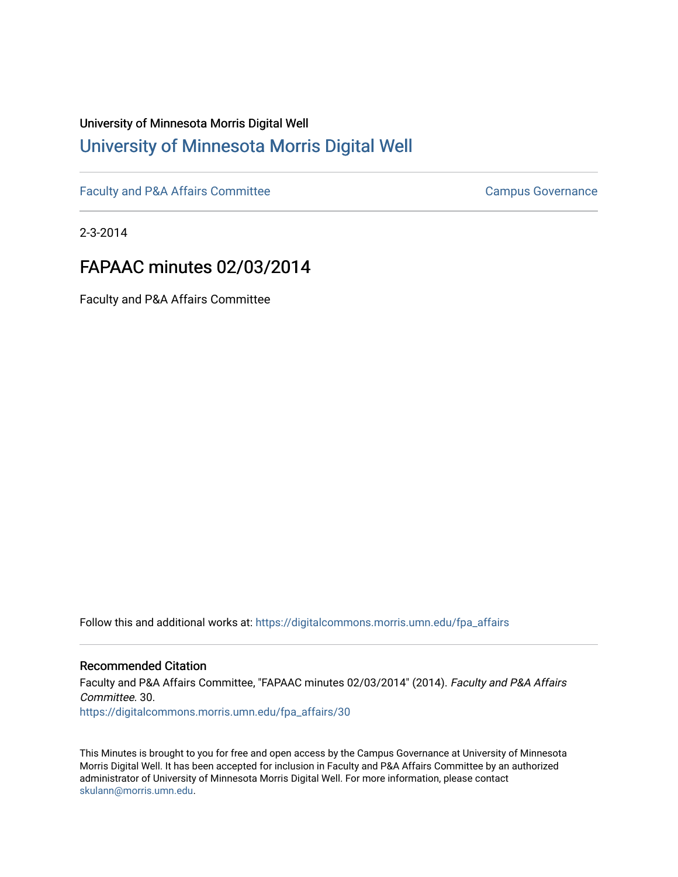University of Minnesota Morris Digital Well

# University of Minnesota Morris Digital Well

Faculty and P&A Affairs Committee

Campus Governance

2-3-2014

## FAPAAC minutes 02/03/2014

Faculty and P&A Affairs Committee

Follow this and additional works at: https://digitalcommons.morris.umn.edu/fpa_affairs

### Recommended Citation

Faculty and P&A Affairs Committee, "FAPAAC minutes 02/03/2014" (2014). *Faculty and P&A Affairs Committee*. 30.
https://digitalcommons.morris.umn.edu/fpa_affairs/30

This Minutes is brought to you for free and open access by the Campus Governance at University of Minnesota Morris Digital Well. It has been accepted for inclusion in Faculty and P&A Affairs Committee by an authorized administrator of University of Minnesota Morris Digital Well. For more information, please contact skulann@morris.umn.edu.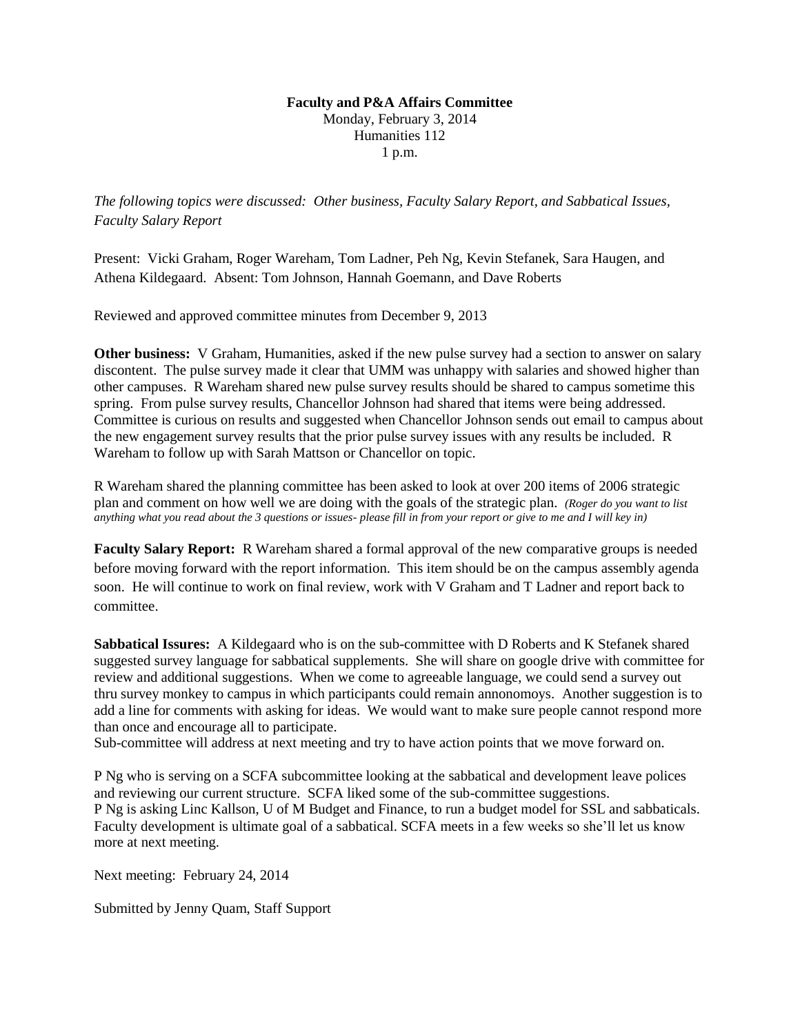**Faculty and P&A Affairs Committee**
Monday, February 3, 2014
Humanities 112
1 p.m.

*The following topics were discussed: Other business, Faculty Salary Report, and Sabbatical Issues, Faculty Salary Report*

Present: Vicki Graham, Roger Wareham, Tom Ladner, Peh Ng, Kevin Stefanek, Sara Haugen, and Athena Kildegaard. Absent: Tom Johnson, Hannah Goemann, and Dave Roberts

Reviewed and approved committee minutes from December 9, 2013

**Other business:** V Graham, Humanities, asked if the new pulse survey had a section to answer on salary discontent. The pulse survey made it clear that UMM was unhappy with salaries and showed higher than other campuses. R Wareham shared new pulse survey results should be shared to campus sometime this spring. From pulse survey results, Chancellor Johnson had shared that items were being addressed. Committee is curious on results and suggested when Chancellor Johnson sends out email to campus about the new engagement survey results that the prior pulse survey issues with any results be included. R Wareham to follow up with Sarah Mattson or Chancellor on topic.

R Wareham shared the planning committee has been asked to look at over 200 items of 2006 strategic plan and comment on how well we are doing with the goals of the strategic plan. *(Roger do you want to list anything what you read about the 3 questions or issues- please fill in from your report or give to me and I will key in)*

**Faculty Salary Report:** R Wareham shared a formal approval of the new comparative groups is needed before moving forward with the report information. This item should be on the campus assembly agenda soon. He will continue to work on final review, work with V Graham and T Ladner and report back to committee.

**Sabbatical Issures:** A Kildegaard who is on the sub-committee with D Roberts and K Stefanek shared suggested survey language for sabbatical supplements. She will share on google drive with committee for review and additional suggestions. When we come to agreeable language, we could send a survey out thru survey monkey to campus in which participants could remain annonomoys. Another suggestion is to add a line for comments with asking for ideas. We would want to make sure people cannot respond more than once and encourage all to participate.
Sub-committee will address at next meeting and try to have action points that we move forward on.

P Ng who is serving on a SCFA subcommittee looking at the sabbatical and development leave polices and reviewing our current structure. SCFA liked some of the sub-committee suggestions.
P Ng is asking Linc Kallson, U of M Budget and Finance, to run a budget model for SSL and sabbaticals. Faculty development is ultimate goal of a sabbatical. SCFA meets in a few weeks so she'll let us know more at next meeting.

Next meeting: February 24, 2014

Submitted by Jenny Quam, Staff Support